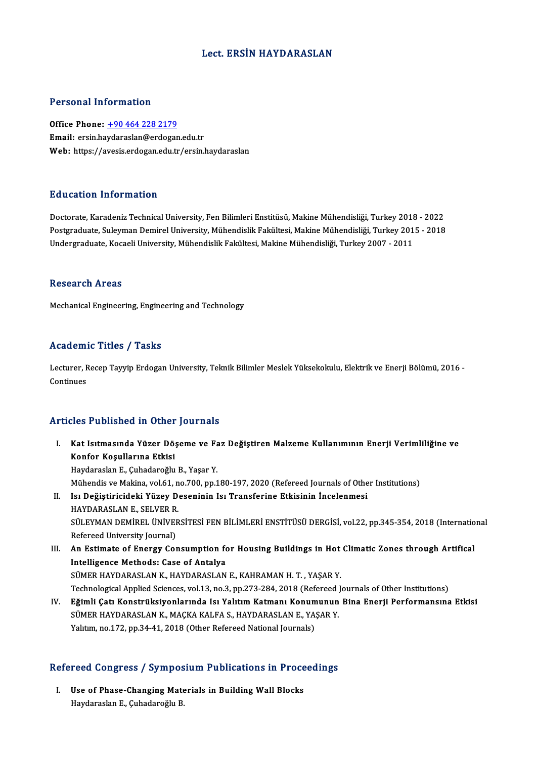# Lect. ERSİN HAYDARASLAN

## Personal Information

**Office Phone:** +90 464 228 2179
**Email:** ersin.haydaraslan@erdogan.edu.tr
**Web:** https://avesis.erdogan.edu.tr/ersin.haydaraslan

## Education Information

Doctorate, Karadeniz Technical University, Fen Bilimleri Enstitüsü, Makine Mühendisliği, Turkey 2018 - 2022
Postgraduate, Suleyman Demirel University, Mühendislik Fakültesi, Makine Mühendisliği, Turkey 2015 - 2018
Undergraduate, Kocaeli University, Mühendislik Fakültesi, Makine Mühendisliği, Turkey 2007 - 2011

## Research Areas

Mechanical Engineering, Engineering and Technology

## Academic Titles / Tasks

Lecturer, Recep Tayyip Erdogan University, Teknik Bilimler Meslek Yüksekokulu, Elektrik ve Enerji Bölümü, 2016 - Continues

## Articles Published in Other Journals

I. **Kat Isıtmasında Yüzer Döşeme ve Faz Değiştiren Malzeme Kullanımının Enerji Verimliliğine ve Konfor Koşullarına Etkisi**
   Haydaraslan E., Çuhadaroğlu B., Yaşar Y.
   Mühendis ve Makina, vol.61, no.700, pp.180-197, 2020 (Refereed Journals of Other Institutions)

II. **Isı Değiştiricideki Yüzey Deseninin Isı Transferine Etkisinin İncelenmesi**
   HAYDARASLAN E., SELVER R.
   SÜLEYMAN DEMİREL ÜNİVERSİTESİ FEN BİLİMLERİ ENSTİTÜSÜ DERGİSİ, vol.22, pp.345-354, 2018 (International Refereed University Journal)

III. **An Estimate of Energy Consumption for Housing Buildings in Hot Climatic Zones through Artifical Intelligence Methods: Case of Antalya**
   SÜMER HAYDARASLAN K., HAYDARASLAN E., KAHRAMAN H. T. , YAŞAR Y.
   Technological Applied Sciences, vol.13, no.3, pp.273-284, 2018 (Refereed Journals of Other Institutions)

IV. **Eğimli Çatı Konstrüksiyonlarında Isı Yalıtım Katmanı Konumunun Bina Enerji Performansına Etkisi**
   SÜMER HAYDARASLAN K., MAÇKA KALFA S., HAYDARASLAN E., YAŞAR Y.
   Yalıtım, no.172, pp.34-41, 2018 (Other Refereed National Journals)

## Refereed Congress / Symposium Publications in Proceedings

I. **Use of Phase-Changing Materials in Building Wall Blocks**
   Haydaraslan E., Çuhadaroğlu B.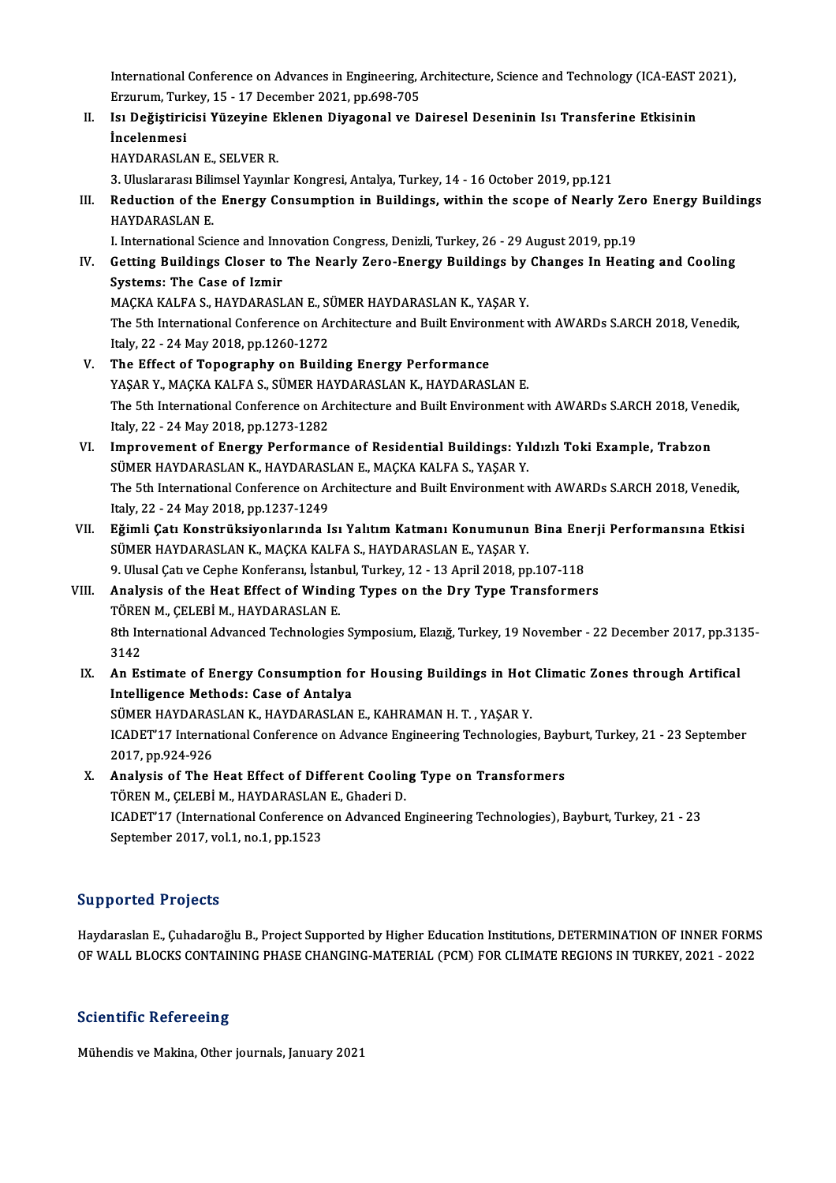International Conference on Advances in Engineering, Architecture, Science and Technology (ICA-EAST 2021), Erzurum, Turkey, 15 - 17 December 2021, pp.698-705

II. **Isı Değiştiricisi Yüzeyine Eklenen Diyagonal ve Dairesel Deseninin Isı Transferine Etkisinin İncelenmesi**
HAYDARASLAN E., SELVER R.
3. Uluslararası Bilimsel Yayınlar Kongresi, Antalya, Turkey, 14 - 16 October 2019, pp.121

III. **Reduction of the Energy Consumption in Buildings, within the scope of Nearly Zero Energy Buildings**
HAYDARASLAN E.
I. International Science and Innovation Congress, Denizli, Turkey, 26 - 29 August 2019, pp.19

IV. **Getting Buildings Closer to The Nearly Zero-Energy Buildings by Changes In Heating and Cooling Systems: The Case of Izmir**
MAÇKA KALFA S., HAYDARASLAN E., SÜMER HAYDARASLAN K., YAŞAR Y.
The 5th International Conference on Architecture and Built Environment with AWARDs S.ARCH 2018, Venedik, Italy, 22 - 24 May 2018, pp.1260-1272

V. **The Effect of Topography on Building Energy Performance**
YAŞAR Y., MAÇKA KALFA S., SÜMER HAYDARASLAN K., HAYDARASLAN E.
The 5th International Conference on Architecture and Built Environment with AWARDs S.ARCH 2018, Venedik, Italy, 22 - 24 May 2018, pp.1273-1282

VI. **Improvement of Energy Performance of Residential Buildings: Yıldızlı Toki Example, Trabzon**
SÜMER HAYDARASLAN K., HAYDARASLAN E., MAÇKA KALFA S., YAŞAR Y.
The 5th International Conference on Architecture and Built Environment with AWARDs S.ARCH 2018, Venedik, Italy, 22 - 24 May 2018, pp.1237-1249

VII. **Eğimli Çatı Konstrüksiyonlarında Isı Yalıtım Katmanı Konumunun Bina Enerji Performansına Etkisi**
SÜMER HAYDARASLAN K., MAÇKA KALFA S., HAYDARASLAN E., YAŞAR Y.
9. Ulusal Çatı ve Cephe Konferansı, İstanbul, Turkey, 12 - 13 April 2018, pp.107-118

VIII. **Analysis of the Heat Effect of Winding Types on the Dry Type Transformers**
TÖREN M., ÇELEBİ M., HAYDARASLAN E.
8th International Advanced Technologies Symposium, Elazığ, Turkey, 19 November - 22 December 2017, pp.3135-3142

IX. **An Estimate of Energy Consumption for Housing Buildings in Hot Climatic Zones through Artifical Intelligence Methods: Case of Antalya**
SÜMER HAYDARASLAN K., HAYDARASLAN E., KAHRAMAN H. T. , YAŞAR Y.
ICADET'17 International Conference on Advance Engineering Technologies, Bayburt, Turkey, 21 - 23 September 2017, pp.924-926

X. **Analysis of The Heat Effect of Different Cooling Type on Transformers**
TÖREN M., ÇELEBİ M., HAYDARASLAN E., Ghaderi D.
ICADET'17 (International Conference on Advanced Engineering Technologies), Bayburt, Turkey, 21 - 23 September 2017, vol.1, no.1, pp.1523

## Supported Projects

Haydaraslan E., Çuhadaroğlu B., Project Supported by Higher Education Institutions, DETERMINATION OF INNER FORMS OF WALL BLOCKS CONTAINING PHASE CHANGING-MATERIAL (PCM) FOR CLIMATE REGIONS IN TURKEY, 2021 - 2022

## Scientific Refereeing

Mühendis ve Makina, Other journals, January 2021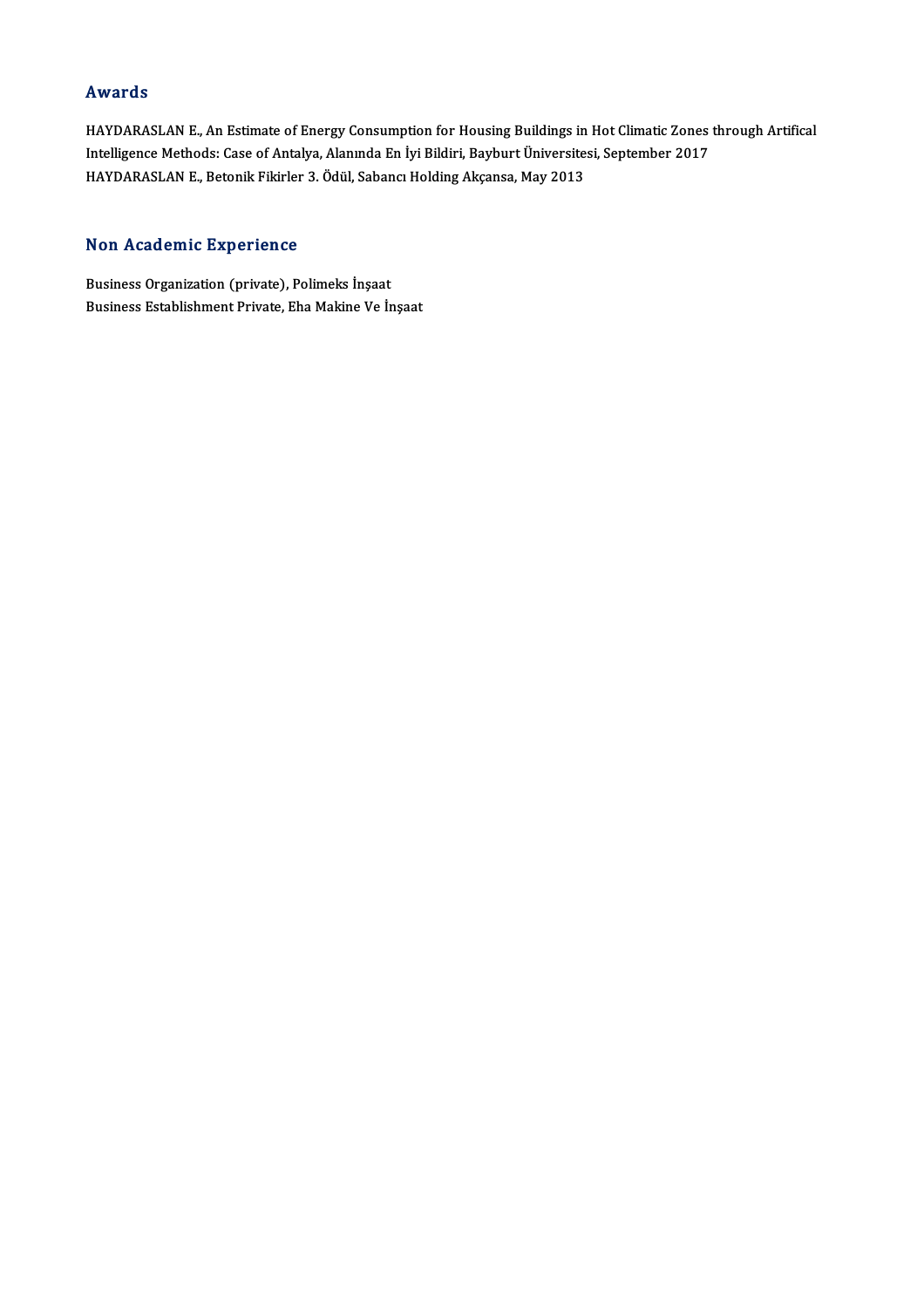## Awards

HAYDARASLAN E., An Estimate of Energy Consumption for Housing Buildings in Hot Climatic Zones through Artifical Intelligence Methods: Case of Antalya, Alanında En İyi Bildiri, Bayburt Üniversitesi, September 2017

HAYDARASLAN E., Betonik Fikirler 3. Ödül, Sabancı Holding Akçansa, May 2013

## Non Academic Experience

Business Organization (private), Polimeks İnşaat

Business Establishment Private, Eha Makine Ve İnşaat